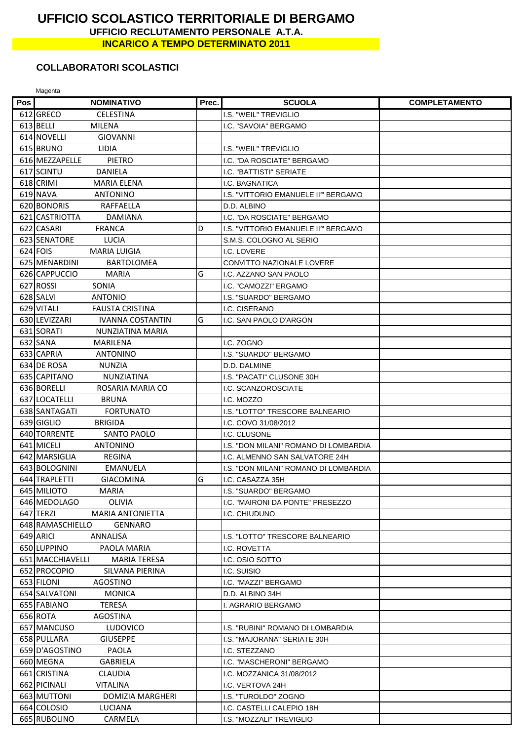# UFFICIO SCOLASTICO TERRITORIALE DI BERGAMO

## UFFICIO RECLUTAMENTO PERSONALE A.T.A.

**INCARICO A TEMPO DETERMINATO 2011**

### COLLABORATORI SCOLASTICI

Magenta

| Pos | NOMINATIVO | Prec. | SCUOLA | COMPLETAMENTO |
|---|---|---|---|---|
| 612 | GRECO CELESTINA | | I.S. "WEIL" TREVIGLIO | |
| 613 | BELLI MILENA | | I.C. "SAVOIA" BERGAMO | |
| 614 | NOVELLI GIOVANNI | | | |
| 615 | BRUNO LIDIA | | I.S. "WEIL" TREVIGLIO | |
| 616 | MEZZAPELLE PIETRO | | I.C. "DA ROSCIATE" BERGAMO | |
| 617 | SCINTU DANIELA | | I.C. "BATTISTI" SERIATE | |
| 618 | CRIMI MARIA ELENA | | I.C. BAGNATICA | |
| 619 | NAVA ANTONINO | | I.S. "VITTORIO EMANUELE II" BERGAMO | |
| 620 | BONORIS RAFFAELLA | | D.D. ALBINO | |
| 621 | CASTRIOTTA DAMIANA | | I.C. "DA ROSCIATE" BERGAMO | |
| 622 | CASARI FRANCA | D | I.S. "VITTORIO EMANUELE II" BERGAMO | |
| 623 | SENATORE LUCIA | | S.M.S. COLOGNO AL SERIO | |
| 624 | FOIS MARIA LUIGIA | | I.C. LOVERE | |
| 625 | MENARDINI BARTOLOMEA | | CONVITTO NAZIONALE LOVERE | |
| 626 | CAPPUCCIO MARIA | G | I.C. AZZANO SAN PAOLO | |
| 627 | ROSSI SONIA | | I.C. "CAMOZZI" ERGAMO | |
| 628 | SALVI ANTONIO | | I.S. "SUARDO" BERGAMO | |
| 629 | VITALI FAUSTA CRISTINA | | I.C. CISERANO | |
| 630 | LEVIZZARI IVANNA COSTANTIN | G | I.C. SAN PAOLO D'ARGON | |
| 631 | SORATI NUNZIATINA MARIA | | | |
| 632 | SANA MARILENA | | I.C. ZOGNO | |
| 633 | CAPRIA ANTONINO | | I.S. "SUARDO" BERGAMO | |
| 634 | DE ROSA NUNZIA | | D.D. DALMINE | |
| 635 | CAPITANO NUNZIATINA | | I.S. "PACATI" CLUSONE 30H | |
| 636 | BORELLI ROSARIA MARIA CO | | I.C. SCANZOROSCIATE | |
| 637 | LOCATELLI BRUNA | | I.C. MOZZO | |
| 638 | SANTAGATI FORTUNATO | | I.S. "LOTTO" TRESCORE BALNEARIO | |
| 639 | GIGLIO BRIGIDA | | I.C. COVO 31/08/2012 | |
| 640 | TORRENTE SANTO PAOLO | | I.C. CLUSONE | |
| 641 | MICELI ANTONINO | | I.S. "DON MILANI" ROMANO DI LOMBARDIA | |
| 642 | MARSIGLIA REGINA | | I.C. ALMENNO SAN SALVATORE 24H | |
| 643 | BOLOGNINI EMANUELA | | I.S. "DON MILANI" ROMANO DI LOMBARDIA | |
| 644 | TRAPLETTI GIACOMINA | G | I.C. CASAZZA 35H | |
| 645 | MILIOTO MARIA | | I.S. "SUARDO" BERGAMO | |
| 646 | MEDOLAGO OLIVIA | | I.C. "MAIRONI DA PONTE" PRESEZZO | |
| 647 | TERZI MARIA ANTONIETTA | | I.C. CHIUDUNO | |
| 648 | RAMASCHIELLO GENNARO | | | |
| 649 | ARICI ANNALISA | | I.S. "LOTTO" TRESCORE BALNEARIO | |
| 650 | LUPPINO PAOLA MARIA | | I.C. ROVETTA | |
| 651 | MACCHIAVELLI MARIA TERESA | | I.C. OSIO SOTTO | |
| 652 | PROCOPIO SILVANA PIERINA | | I.C. SUISIO | |
| 653 | FILONI AGOSTINO | | I.C. "MAZZI" BERGAMO | |
| 654 | SALVATONI MONICA | | D.D. ALBINO 34H | |
| 655 | FABIANO TERESA | | I. AGRARIO BERGAMO | |
| 656 | ROTA AGOSTINA | | | |
| 657 | MANCUSO LUDOVICO | | I.S. "RUBINI" ROMANO DI LOMBARDIA | |
| 658 | PULLARA GIUSEPPE | | I.S. "MAJORANA" SERIATE 30H | |
| 659 | D'AGOSTINO PAOLA | | I.C. STEZZANO | |
| 660 | MEGNA GABRIELA | | I.C. "MASCHERONI" BERGAMO | |
| 661 | CRISTINA CLAUDIA | | I.C. MOZZANICA 31/08/2012 | |
| 662 | PICINALI VITALINA | | I.C. VERTOVA 24H | |
| 663 | MUTTONI DOMIZIA MARGHERI | | I.S. "TUROLDO" ZOGNO | |
| 664 | COLOSIO LUCIANA | | I.C. CASTELLI CALEPIO 18H | |
| 665 | RUBOLINO CARMELA | | I.S. "MOZZALI" TREVIGLIO | |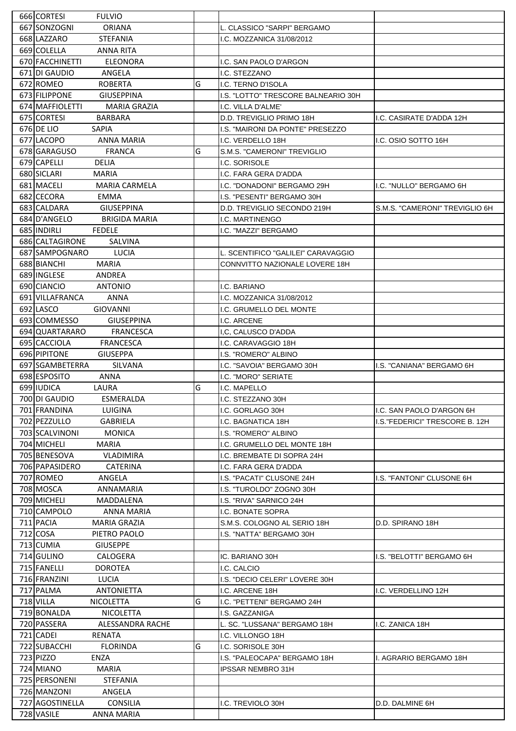| | | | | |
|---|---|---|---|---|
| 666 | CORTESI FULVIO | | | |
| 667 | SONZOGNI ORIANA | | L. CLASSICO "SARPI" BERGAMO | |
| 668 | LAZZARO STEFANIA | | I.C. MOZZANICA 31/08/2012 | |
| 669 | COLELLA ANNA RITA | | | |
| 670 | FACCHINETTI ELEONORA | | I.C. SAN PAOLO D'ARGON | |
| 671 | DI GAUDIO ANGELA | | I.C. STEZZANO | |
| 672 | ROMEO ROBERTA | G | I.C. TERNO D'ISOLA | |
| 673 | FILIPPONE GIUSEPPINA | | I.S. "LOTTO" TRESCORE BALNEARIO 30H | |
| 674 | MAFFIOLETTI MARIA GRAZIA | | I.C. VILLA D'ALME' | |
| 675 | CORTESI BARBARA | | D.D. TREVIGLIO PRIMO 18H | I.C. CASIRATE D'ADDA 12H |
| 676 | DE LIO SAPIA | | I.S. "MAIRONI DA PONTE" PRESEZZO | |
| 677 | LACOPO ANNA MARIA | | I.C. VERDELLO 18H | I.C. OSIO SOTTO 16H |
| 678 | GARAGUSO FRANCA | G | S.M.S. "CAMERONI" TREVIGLIO | |
| 679 | CAPELLI DELIA | | I.C. SORISOLE | |
| 680 | SICLARI MARIA | | I.C. FARA GERA D'ADDA | |
| 681 | MACELI MARIA CARMELA | | I.C. "DONADONI" BERGAMO 29H | I.C. "NULLO" BERGAMO 6H |
| 682 | CECORA EMMA | | I.S. "PESENTI" BERGAMO 30H | |
| 683 | CALDARA GIUSEPPINA | | D.D. TREVIGLIO SECONDO 219H | S.M.S. "CAMERONI" TREVIGLIO 6H |
| 684 | D'ANGELO BRIGIDA MARIA | | I.C. MARTINENGO | |
| 685 | INDIRLI FEDELE | | I.C. "MAZZI" BERGAMO | |
| 686 | CALTAGIRONE SALVINA | | | |
| 687 | SAMPOGNARO LUCIA | | L. SCENTIFICO "GALILEI" CARAVAGGIO | |
| 688 | BIANCHI MARIA | | CONNVITTO NAZIONALE LOVERE 18H | |
| 689 | INGLESE ANDREA | | | |
| 690 | CIANCIO ANTONIO | | I.C. BARIANO | |
| 691 | VILLAFRANCA ANNA | | I.C. MOZZANICA 31/08/2012 | |
| 692 | LASCO GIOVANNI | | I.C. GRUMELLO DEL MONTE | |
| 693 | COMMESSO GIUSEPPINA | | I.C. ARCENE | |
| 694 | QUARTARARO FRANCESCA | | I,C, CALUSCO D'ADDA | |
| 695 | CACCIOLA FRANCESCA | | I.C. CARAVAGGIO 18H | |
| 696 | PIPITONE GIUSEPPA | | I.S. "ROMERO" ALBINO | |
| 697 | SGAMBETERRA SILVANA | | I.C. "SAVOIA" BERGAMO 30H | I.S. "CANIANA" BERGAMO 6H |
| 698 | ESPOSITO ANNA | | I.C. "MORO" SERIATE | |
| 699 | IUDICA LAURA | G | I.C. MAPELLO | |
| 700 | DI GAUDIO ESMERALDA | | I.C. STEZZANO 30H | |
| 701 | FRANDINA LUIGINA | | I.C. GORLAGO 30H | I.C. SAN PAOLO D'ARGON 6H |
| 702 | PEZZULLO GABRIELA | | I.C. BAGNATICA 18H | I.S."FEDERICI" TRESCORE B. 12H |
| 703 | SCALVINONI MONICA | | I.S. "ROMERO" ALBINO | |
| 704 | MICHELI MARIA | | I.C. GRUMELLO DEL MONTE 18H | |
| 705 | BENESOVA VLADIMIRA | | I.C. BREMBATE DI SOPRA 24H | |
| 706 | PAPASIDERO CATERINA | | I.C. FARA GERA D'ADDA | |
| 707 | ROMEO ANGELA | | I.S. "PACATI" CLUSONE 24H | I.S. "FANTONI" CLUSONE 6H |
| 708 | MOSCA ANNAMARIA | | I.S. "TUROLDO" ZOGNO 30H | |
| 709 | MICHELI MADDALENA | | I.S. "RIVA" SARNICO 24H | |
| 710 | CAMPOLO ANNA MARIA | | I.C. BONATE SOPRA | |
| 711 | PACIA MARIA GRAZIA | | S.M.S. COLOGNO AL SERIO 18H | D.D. SPIRANO 18H |
| 712 | COSA PIETRO PAOLO | | I.S. "NATTA" BERGAMO 30H | |
| 713 | CUMIA GIUSEPPE | | | |
| 714 | GULINO CALOGERA | | IC. BARIANO 30H | I.S. "BELOTTI" BERGAMO 6H |
| 715 | FANELLI DOROTEA | | I.C. CALCIO | |
| 716 | FRANZINI LUCIA | | I.S. "DECIO CELERI" LOVERE 30H | |
| 717 | PALMA ANTONIETTA | | I.C. ARCENE 18H | I.C. VERDELLINO 12H |
| 718 | VILLA NICOLETTA | G | I.C. "PETTENI" BERGAMO 24H | |
| 719 | BONALDA NICOLETTA | | I.S. GAZZANIGA | |
| 720 | PASSERA ALESSANDRA RACHE | | L. SC. "LUSSANA" BERGAMO 18H | I.C. ZANICA 18H |
| 721 | CADEI RENATA | | I.C. VILLONGO 18H | |
| 722 | SUBACCHI FLORINDA | G | I.C. SORISOLE 30H | |
| 723 | PIZZO ENZA | | I.S. "PALEOCAPA" BERGAMO 18H | I. AGRARIO BERGAMO 18H |
| 724 | MIANO MARIA | | IPSSAR NEMBRO 31H | |
| 725 | PERSONENI STEFANIA | | | |
| 726 | MANZONI ANGELA | | | |
| 727 | AGOSTINELLA CONSILIA | | I.C. TREVIOLO 30H | D.D. DALMINE 6H |
| 728 | VASILE ANNA MARIA | | | |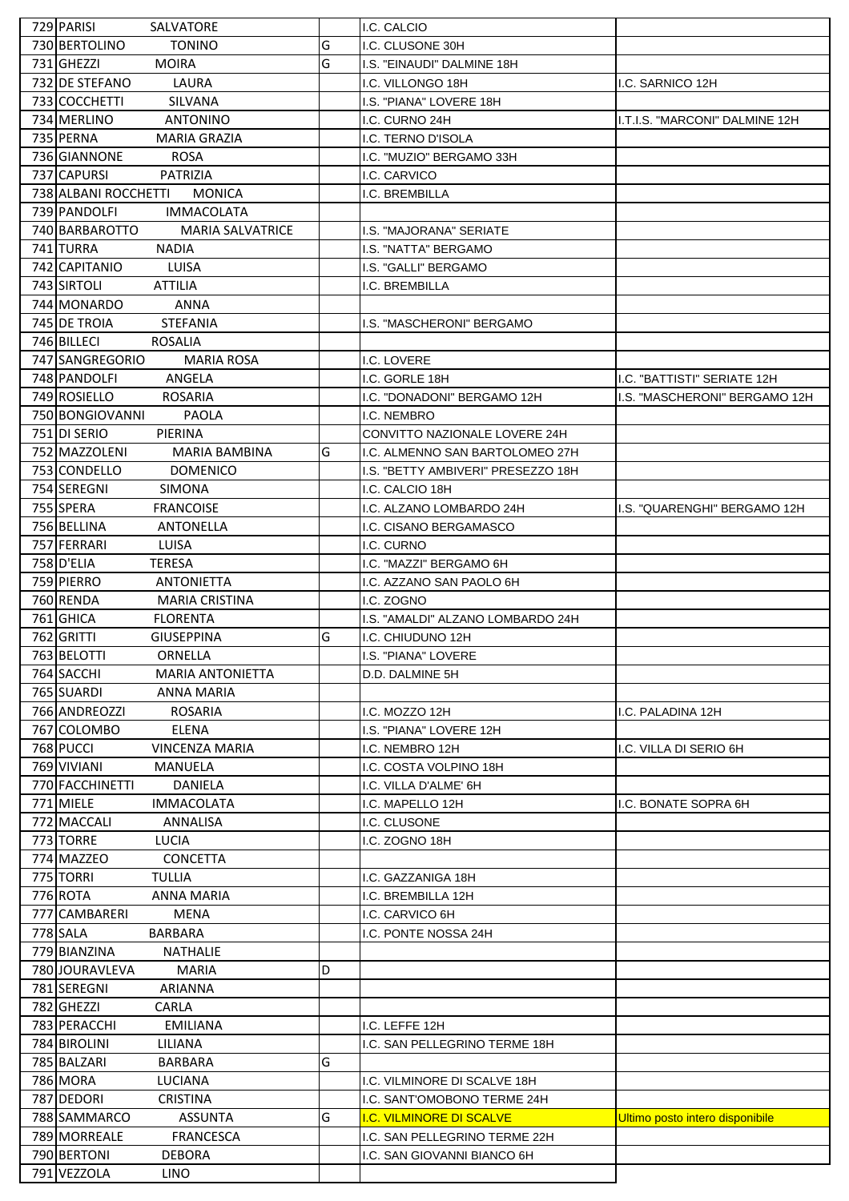| | | | | | |
|---|---|---|---|---|---|
| 729 | PARISI | SALVATORE | | I.C. CALCIO | |
| 730 | BERTOLINO | TONINO | G | I.C. CLUSONE 30H | |
| 731 | GHEZZI | MOIRA | G | I.S. "EINAUDI" DALMINE 18H | |
| 732 | DE STEFANO | LAURA | | I.C. VILLONGO 18H | I.C. SARNICO 12H |
| 733 | COCCHETTI | SILVANA | | I.S. "PIANA" LOVERE 18H | |
| 734 | MERLINO | ANTONINO | | I.C. CURNO 24H | I.T.I.S. "MARCONI" DALMINE 12H |
| 735 | PERNA | MARIA GRAZIA | | I.C. TERNO D'ISOLA | |
| 736 | GIANNONE | ROSA | | I.C. "MUZIO" BERGAMO 33H | |
| 737 | CAPURSI | PATRIZIA | | I.C. CARVICO | |
| 738 | ALBANI ROCCHETTI | MONICA | | I.C. BREMBILLA | |
| 739 | PANDOLFI | IMMACOLATA | | | |
| 740 | BARBAROTTO | MARIA SALVATRICE | | I.S. "MAJORANA" SERIATE | |
| 741 | TURRA | NADIA | | I.S. "NATTA" BERGAMO | |
| 742 | CAPITANIO | LUISA | | I.S. "GALLI" BERGAMO | |
| 743 | SIRTOLI | ATTILIA | | I.C. BREMBILLA | |
| 744 | MONARDO | ANNA | | | |
| 745 | DE TROIA | STEFANIA | | I.S. "MASCHERONI" BERGAMO | |
| 746 | BILLECI | ROSALIA | | | |
| 747 | SANGREGORIO | MARIA ROSA | | I.C. LOVERE | |
| 748 | PANDOLFI | ANGELA | | I.C. GORLE 18H | I.C. "BATTISTI" SERIATE 12H |
| 749 | ROSIELLO | ROSARIA | | I.C. "DONADONI" BERGAMO 12H | I.S. "MASCHERONI" BERGAMO 12H |
| 750 | BONGIOVANNI | PAOLA | | I.C. NEMBRO | |
| 751 | DI SERIO | PIERINA | | CONVITTO NAZIONALE LOVERE 24H | |
| 752 | MAZZOLENI | MARIA BAMBINA | G | I.C. ALMENNO SAN BARTOLOMEO 27H | |
| 753 | CONDELLO | DOMENICO | | I.S. "BETTY AMBIVERI" PRESEZZO 18H | |
| 754 | SEREGNI | SIMONA | | I.C. CALCIO 18H | |
| 755 | SPERA | FRANCOISE | | I.C. ALZANO LOMBARDO 24H | I.S. "QUARENGHI" BERGAMO 12H |
| 756 | BELLINA | ANTONELLA | | I.C. CISANO BERGAMASCO | |
| 757 | FERRARI | LUISA | | I.C. CURNO | |
| 758 | D'ELIA | TERESA | | I.C. "MAZZI" BERGAMO 6H | |
| 759 | PIERRO | ANTONIETTA | | I.C. AZZANO SAN PAOLO 6H | |
| 760 | RENDA | MARIA CRISTINA | | I.C. ZOGNO | |
| 761 | GHICA | FLORENTA | | I.S. "AMALDI" ALZANO LOMBARDO 24H | |
| 762 | GRITTI | GIUSEPPINA | G | I.C. CHIUDUNO 12H | |
| 763 | BELOTTI | ORNELLA | | I.S. "PIANA" LOVERE | |
| 764 | SACCHI | MARIA ANTONIETTA | | D.D. DALMINE 5H | |
| 765 | SUARDI | ANNA MARIA | | | |
| 766 | ANDREOZZI | ROSARIA | | I.C. MOZZO 12H | I.C. PALADINA 12H |
| 767 | COLOMBO | ELENA | | I.S. "PIANA" LOVERE 12H | |
| 768 | PUCCI | VINCENZA MARIA | | I.C. NEMBRO 12H | I.C. VILLA DI SERIO 6H |
| 769 | VIVIANI | MANUELA | | I.C. COSTA VOLPINO 18H | |
| 770 | FACCHINETTI | DANIELA | | I.C. VILLA D'ALME' 6H | |
| 771 | MIELE | IMMACOLATA | | I.C. MAPELLO 12H | I.C. BONATE SOPRA 6H |
| 772 | MACCALI | ANNALISA | | I.C. CLUSONE | |
| 773 | TORRE | LUCIA | | I.C. ZOGNO 18H | |
| 774 | MAZZEO | CONCETTA | | | |
| 775 | TORRI | TULLIA | | I.C. GAZZANIGA 18H | |
| 776 | ROTA | ANNA MARIA | | I.C. BREMBILLA 12H | |
| 777 | CAMBARERI | MENA | | I.C. CARVICO 6H | |
| 778 | SALA | BARBARA | | I.C. PONTE NOSSA 24H | |
| 779 | BIANZINA | NATHALIE | | | |
| 780 | JOURAVLEVA | MARIA | D | | |
| 781 | SEREGNI | ARIANNA | | | |
| 782 | GHEZZI | CARLA | | | |
| 783 | PERACCHI | EMILIANA | | I.C. LEFFE 12H | |
| 784 | BIROLINI | LILIANA | | I.C. SAN PELLEGRINO TERME 18H | |
| 785 | BALZARI | BARBARA | G | | |
| 786 | MORA | LUCIANA | | I.C. VILMINORE DI SCALVE 18H | |
| 787 | DEDORI | CRISTINA | | I.C. SANT'OMOBONO TERME 24H | |
| 788 | SAMMARCO | ASSUNTA | G | I.C. VILMINORE DI SCALVE | Ultimo posto intero disponibile |
| 789 | MORREALE | FRANCESCA | | I.C. SAN PELLEGRINO TERME 22H | |
| 790 | BERTONI | DEBORA | | I.C. SAN GIOVANNI BIANCO 6H | |
| 791 | VEZZOLA | LINO | | | |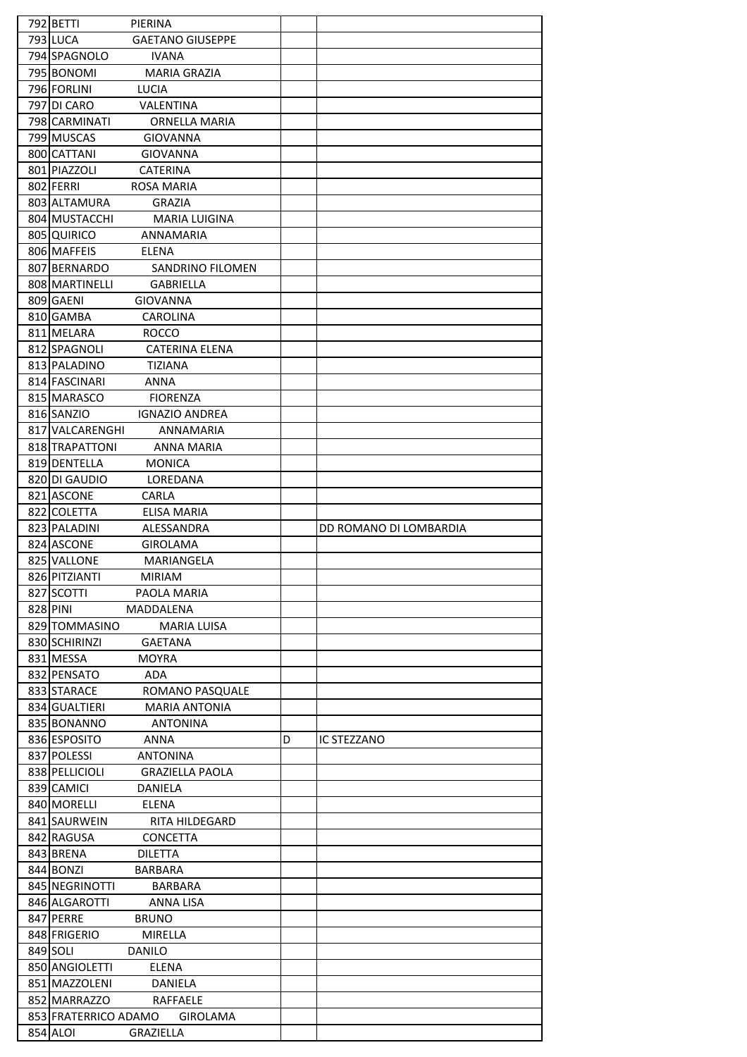| | | | |
|---|---|---|---|
| 792 | BETTI PIERINA | | |
| 793 | LUCA GAETANO GIUSEPPE | | |
| 794 | SPAGNOLO IVANA | | |
| 795 | BONOMI MARIA GRAZIA | | |
| 796 | FORLINI LUCIA | | |
| 797 | DI CARO VALENTINA | | |
| 798 | CARMINATI ORNELLA MARIA | | |
| 799 | MUSCAS GIOVANNA | | |
| 800 | CATTANI GIOVANNA | | |
| 801 | PIAZZOLI CATERINA | | |
| 802 | FERRI ROSA MARIA | | |
| 803 | ALTAMURA GRAZIA | | |
| 804 | MUSTACCHI MARIA LUIGINA | | |
| 805 | QUIRICO ANNAMARIA | | |
| 806 | MAFFEIS ELENA | | |
| 807 | BERNARDO SANDRINO FILOMEN | | |
| 808 | MARTINELLI GABRIELLA | | |
| 809 | GAENI GIOVANNA | | |
| 810 | GAMBA CAROLINA | | |
| 811 | MELARA ROCCO | | |
| 812 | SPAGNOLI CATERINA ELENA | | |
| 813 | PALADINO TIZIANA | | |
| 814 | FASCINARI ANNA | | |
| 815 | MARASCO FIORENZA | | |
| 816 | SANZIO IGNAZIO ANDREA | | |
| 817 | VALCARENGHI ANNAMARIA | | |
| 818 | TRAPATTONI ANNA MARIA | | |
| 819 | DENTELLA MONICA | | |
| 820 | DI GAUDIO LOREDANA | | |
| 821 | ASCONE CARLA | | |
| 822 | COLETTA ELISA MARIA | | |
| 823 | PALADINI ALESSANDRA | | DD ROMANO DI LOMBARDIA |
| 824 | ASCONE GIROLAMA | | |
| 825 | VALLONE MARIANGELA | | |
| 826 | PITZIANTI MIRIAM | | |
| 827 | SCOTTI PAOLA MARIA | | |
| 828 | PINI MADDALENA | | |
| 829 | TOMMASINO MARIA LUISA | | |
| 830 | SCHIRINZI GAETANA | | |
| 831 | MESSA MOYRA | | |
| 832 | PENSATO ADA | | |
| 833 | STARACE ROMANO PASQUALE | | |
| 834 | GUALTIERI MARIA ANTONIA | | |
| 835 | BONANNO ANTONINA | | |
| 836 | ESPOSITO ANNA | D | IC STEZZANO |
| 837 | POLESSI ANTONINA | | |
| 838 | PELLICIOLI GRAZIELLA PAOLA | | |
| 839 | CAMICI DANIELA | | |
| 840 | MORELLI ELENA | | |
| 841 | SAURWEIN RITA HILDEGARD | | |
| 842 | RAGUSA CONCETTA | | |
| 843 | BRENA DILETTA | | |
| 844 | BONZI BARBARA | | |
| 845 | NEGRINOTTI BARBARA | | |
| 846 | ALGAROTTI ANNA LISA | | |
| 847 | PERRE BRUNO | | |
| 848 | FRIGERIO MIRELLA | | |
| 849 | SOLI DANILO | | |
| 850 | ANGIOLETTI ELENA | | |
| 851 | MAZZOLENI DANIELA | | |
| 852 | MARRAZZO RAFFAELE | | |
| 853 | FRATERRICO ADAMO GIROLAMA | | |
| 854 | ALOI GRAZIELLA | | |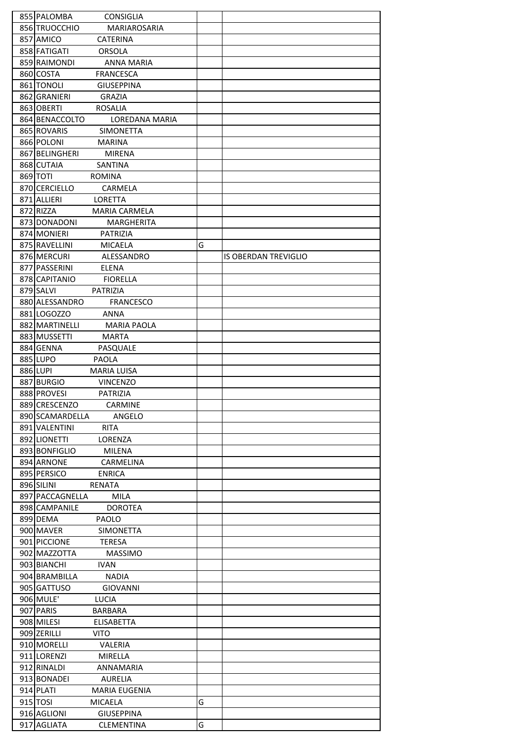| | | | | |
|---|---|---|---|---|
| 855 | PALOMBA | CONSIGLIA | | |
| 856 | TRUOCCHIO | MARIAROSARIA | | |
| 857 | AMICO | CATERINA | | |
| 858 | FATIGATI | ORSOLA | | |
| 859 | RAIMONDI | ANNA MARIA | | |
| 860 | COSTA | FRANCESCA | | |
| 861 | TONOLI | GIUSEPPINA | | |
| 862 | GRANIERI | GRAZIA | | |
| 863 | OBERTI | ROSALIA | | |
| 864 | BENACCOLTO | LOREDANA MARIA | | |
| 865 | ROVARIS | SIMONETTA | | |
| 866 | POLONI | MARINA | | |
| 867 | BELINGHERI | MIRENA | | |
| 868 | CUTAIA | SANTINA | | |
| 869 | TOTI | ROMINA | | |
| 870 | CERCIELLO | CARMELA | | |
| 871 | ALLIERI | LORETTA | | |
| 872 | RIZZA | MARIA CARMELA | | |
| 873 | DONADONI | MARGHERITA | | |
| 874 | MONIERI | PATRIZIA | | |
| 875 | RAVELLINI | MICAELA | G | |
| 876 | MERCURI | ALESSANDRO | | IS OBERDAN TREVIGLIO |
| 877 | PASSERINI | ELENA | | |
| 878 | CAPITANIO | FIORELLA | | |
| 879 | SALVI | PATRIZIA | | |
| 880 | ALESSANDRO | FRANCESCO | | |
| 881 | LOGOZZO | ANNA | | |
| 882 | MARTINELLI | MARIA PAOLA | | |
| 883 | MUSSETTI | MARTA | | |
| 884 | GENNA | PASQUALE | | |
| 885 | LUPO | PAOLA | | |
| 886 | LUPI | MARIA LUISA | | |
| 887 | BURGIO | VINCENZO | | |
| 888 | PROVESI | PATRIZIA | | |
| 889 | CRESCENZO | CARMINE | | |
| 890 | SCAMARDELLA | ANGELO | | |
| 891 | VALENTINI | RITA | | |
| 892 | LIONETTI | LORENZA | | |
| 893 | BONFIGLIO | MILENA | | |
| 894 | ARNONE | CARMELINA | | |
| 895 | PERSICO | ENRICA | | |
| 896 | SILINI | RENATA | | |
| 897 | PACCAGNELLA | MILA | | |
| 898 | CAMPANILE | DOROTEA | | |
| 899 | DEMA | PAOLO | | |
| 900 | MAVER | SIMONETTA | | |
| 901 | PICCIONE | TERESA | | |
| 902 | MAZZOTTA | MASSIMO | | |
| 903 | BIANCHI | IVAN | | |
| 904 | BRAMBILLA | NADIA | | |
| 905 | GATTUSO | GIOVANNI | | |
| 906 | MULE' | LUCIA | | |
| 907 | PARIS | BARBARA | | |
| 908 | MILESI | ELISABETTA | | |
| 909 | ZERILLI | VITO | | |
| 910 | MORELLI | VALERIA | | |
| 911 | LORENZI | MIRELLA | | |
| 912 | RINALDI | ANNAMARIA | | |
| 913 | BONADEI | AURELIA | | |
| 914 | PLATI | MARIA EUGENIA | | |
| 915 | TOSI | MICAELA | G | |
| 916 | AGLIONI | GIUSEPPINA | | |
| 917 | AGLIATA | CLEMENTINA | G | |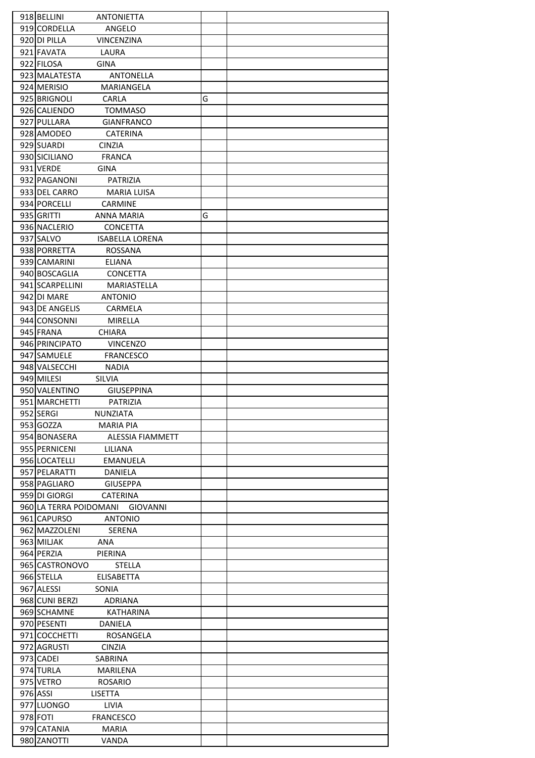| | | | | |
|---|---|---|---|---|
| 918 | BELLINI | ANTONIETTA | | |
| 919 | CORDELLA | ANGELO | | |
| 920 | DI PILLA | VINCENZINA | | |
| 921 | FAVATA | LAURA | | |
| 922 | FILOSA | GINA | | |
| 923 | MALATESTA | ANTONELLA | | |
| 924 | MERISIO | MARIANGELA | | |
| 925 | BRIGNOLI | CARLA | G | |
| 926 | CALIENDO | TOMMASO | | |
| 927 | PULLARA | GIANFRANCO | | |
| 928 | AMODEO | CATERINA | | |
| 929 | SUARDI | CINZIA | | |
| 930 | SICILIANO | FRANCA | | |
| 931 | VERDE | GINA | | |
| 932 | PAGANONI | PATRIZIA | | |
| 933 | DEL CARRO | MARIA LUISA | | |
| 934 | PORCELLI | CARMINE | | |
| 935 | GRITTI | ANNA MARIA | G | |
| 936 | NACLERIO | CONCETTA | | |
| 937 | SALVO | ISABELLA LORENA | | |
| 938 | PORRETTA | ROSSANA | | |
| 939 | CAMARINI | ELIANA | | |
| 940 | BOSCAGLIA | CONCETTA | | |
| 941 | SCARPELLINI | MARIASTELLA | | |
| 942 | DI MARE | ANTONIO | | |
| 943 | DE ANGELIS | CARMELA | | |
| 944 | CONSONNI | MIRELLA | | |
| 945 | FRANA | CHIARA | | |
| 946 | PRINCIPATO | VINCENZO | | |
| 947 | SAMUELE | FRANCESCO | | |
| 948 | VALSECCHI | NADIA | | |
| 949 | MILESI | SILVIA | | |
| 950 | VALENTINO | GIUSEPPINA | | |
| 951 | MARCHETTI | PATRIZIA | | |
| 952 | SERGI | NUNZIATA | | |
| 953 | GOZZA | MARIA PIA | | |
| 954 | BONASERA | ALESSIA FIAMMETT | | |
| 955 | PERNICENI | LILIANA | | |
| 956 | LOCATELLI | EMANUELA | | |
| 957 | PELARATTI | DANIELA | | |
| 958 | PAGLIARO | GIUSEPPA | | |
| 959 | DI GIORGI | CATERINA | | |
| 960 | LA TERRA POIDOMANI | GIOVANNI | | |
| 961 | CAPURSO | ANTONIO | | |
| 962 | MAZZOLENI | SERENA | | |
| 963 | MILJAK | ANA | | |
| 964 | PERZIA | PIERINA | | |
| 965 | CASTRONOVO | STELLA | | |
| 966 | STELLA | ELISABETTA | | |
| 967 | ALESSI | SONIA | | |
| 968 | CUNI BERZI | ADRIANA | | |
| 969 | SCHAMNE | KATHARINA | | |
| 970 | PESENTI | DANIELA | | |
| 971 | COCCHETTI | ROSANGELA | | |
| 972 | AGRUSTI | CINZIA | | |
| 973 | CADEI | SABRINA | | |
| 974 | TURLA | MARILENA | | |
| 975 | VETRO | ROSARIO | | |
| 976 | ASSI | LISETTA | | |
| 977 | LUONGO | LIVIA | | |
| 978 | FOTI | FRANCESCO | | |
| 979 | CATANIA | MARIA | | |
| 980 | ZANOTTI | VANDA | | |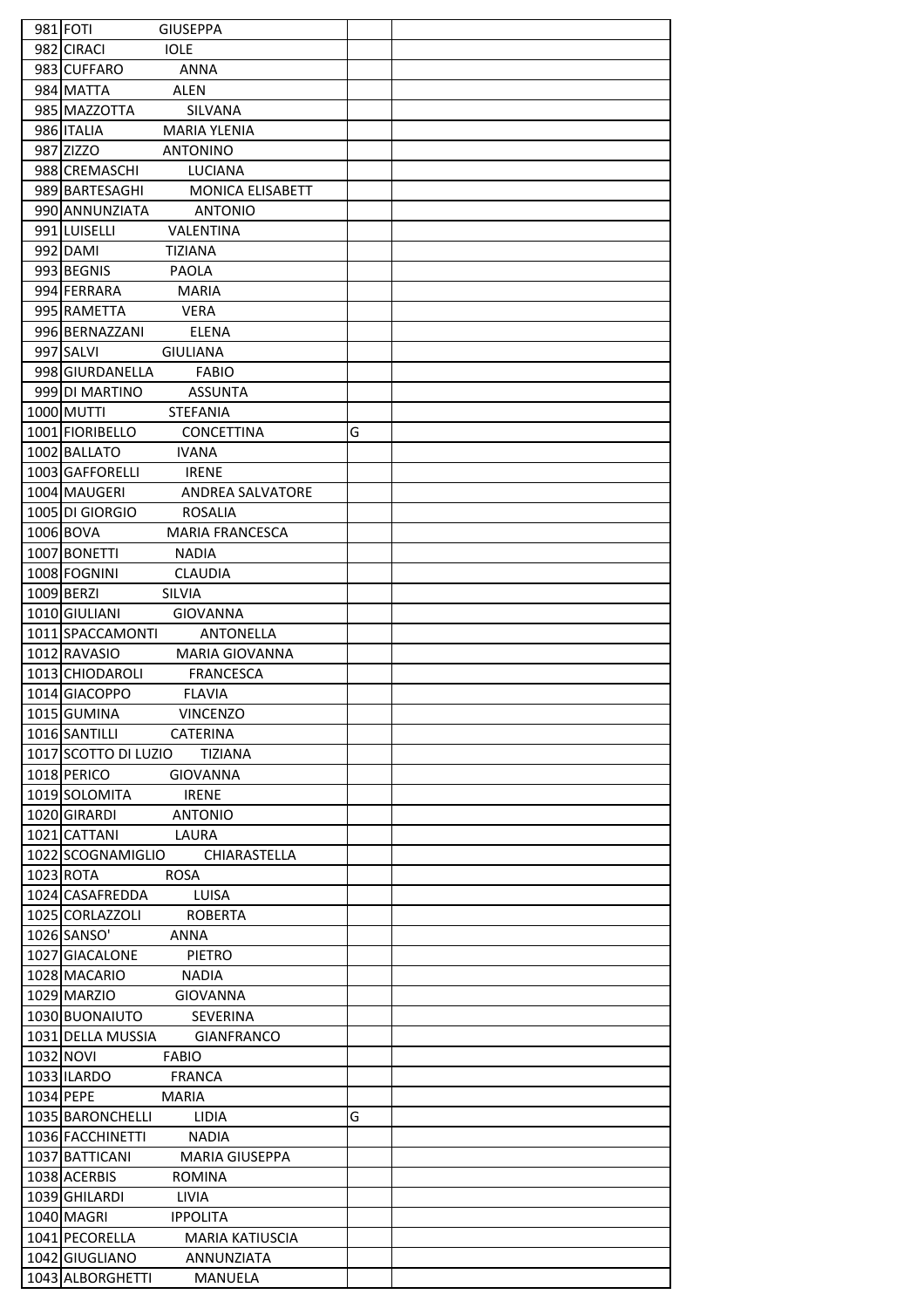| | | | | |
|---|---|---|---|---|
| 981 | FOTI | GIUSEPPA | | |
| 982 | CIRACI | IOLE | | |
| 983 | CUFFARO | ANNA | | |
| 984 | MATTA | ALEN | | |
| 985 | MAZZOTTA | SILVANA | | |
| 986 | ITALIA | MARIA YLENIA | | |
| 987 | ZIZZO | ANTONINO | | |
| 988 | CREMASCHI | LUCIANA | | |
| 989 | BARTESAGHI | MONICA ELISABETT | | |
| 990 | ANNUNZIATA | ANTONIO | | |
| 991 | LUISELLI | VALENTINA | | |
| 992 | DAMI | TIZIANA | | |
| 993 | BEGNIS | PAOLA | | |
| 994 | FERRARA | MARIA | | |
| 995 | RAMETTA | VERA | | |
| 996 | BERNAZZANI | ELENA | | |
| 997 | SALVI | GIULIANA | | |
| 998 | GIURDANELLA | FABIO | | |
| 999 | DI MARTINO | ASSUNTA | | |
| 1000 | MUTTI | STEFANIA | | |
| 1001 | FIORIBELLO | CONCETTINA | G | |
| 1002 | BALLATO | IVANA | | |
| 1003 | GAFFORELLI | IRENE | | |
| 1004 | MAUGERI | ANDREA SALVATORE | | |
| 1005 | DI GIORGIO | ROSALIA | | |
| 1006 | BOVA | MARIA FRANCESCA | | |
| 1007 | BONETTI | NADIA | | |
| 1008 | FOGNINI | CLAUDIA | | |
| 1009 | BERZI | SILVIA | | |
| 1010 | GIULIANI | GIOVANNA | | |
| 1011 | SPACCAMONTI | ANTONELLA | | |
| 1012 | RAVASIO | MARIA GIOVANNA | | |
| 1013 | CHIODAROLI | FRANCESCA | | |
| 1014 | GIACOPPO | FLAVIA | | |
| 1015 | GUMINA | VINCENZO | | |
| 1016 | SANTILLI | CATERINA | | |
| 1017 | SCOTTO DI LUZIO | TIZIANA | | |
| 1018 | PERICO | GIOVANNA | | |
| 1019 | SOLOMITA | IRENE | | |
| 1020 | GIRARDI | ANTONIO | | |
| 1021 | CATTANI | LAURA | | |
| 1022 | SCOGNAMIGLIO | CHIARASTELLA | | |
| 1023 | ROTA | ROSA | | |
| 1024 | CASAFREDDA | LUISA | | |
| 1025 | CORLAZZOLI | ROBERTA | | |
| 1026 | SANSO' | ANNA | | |
| 1027 | GIACALONE | PIETRO | | |
| 1028 | MACARIO | NADIA | | |
| 1029 | MARZIO | GIOVANNA | | |
| 1030 | BUONAIUTO | SEVERINA | | |
| 1031 | DELLA MUSSIA | GIANFRANCO | | |
| 1032 | NOVI | FABIO | | |
| 1033 | ILARDO | FRANCA | | |
| 1034 | PEPE | MARIA | | |
| 1035 | BARONCHELLI | LIDIA | G | |
| 1036 | FACCHINETTI | NADIA | | |
| 1037 | BATTICANI | MARIA GIUSEPPA | | |
| 1038 | ACERBIS | ROMINA | | |
| 1039 | GHILARDI | LIVIA | | |
| 1040 | MAGRI | IPPOLITA | | |
| 1041 | PECORELLA | MARIA KATIUSCIA | | |
| 1042 | GIUGLIANO | ANNUNZIATA | | |
| 1043 | ALBORGHETTI | MANUELA | | |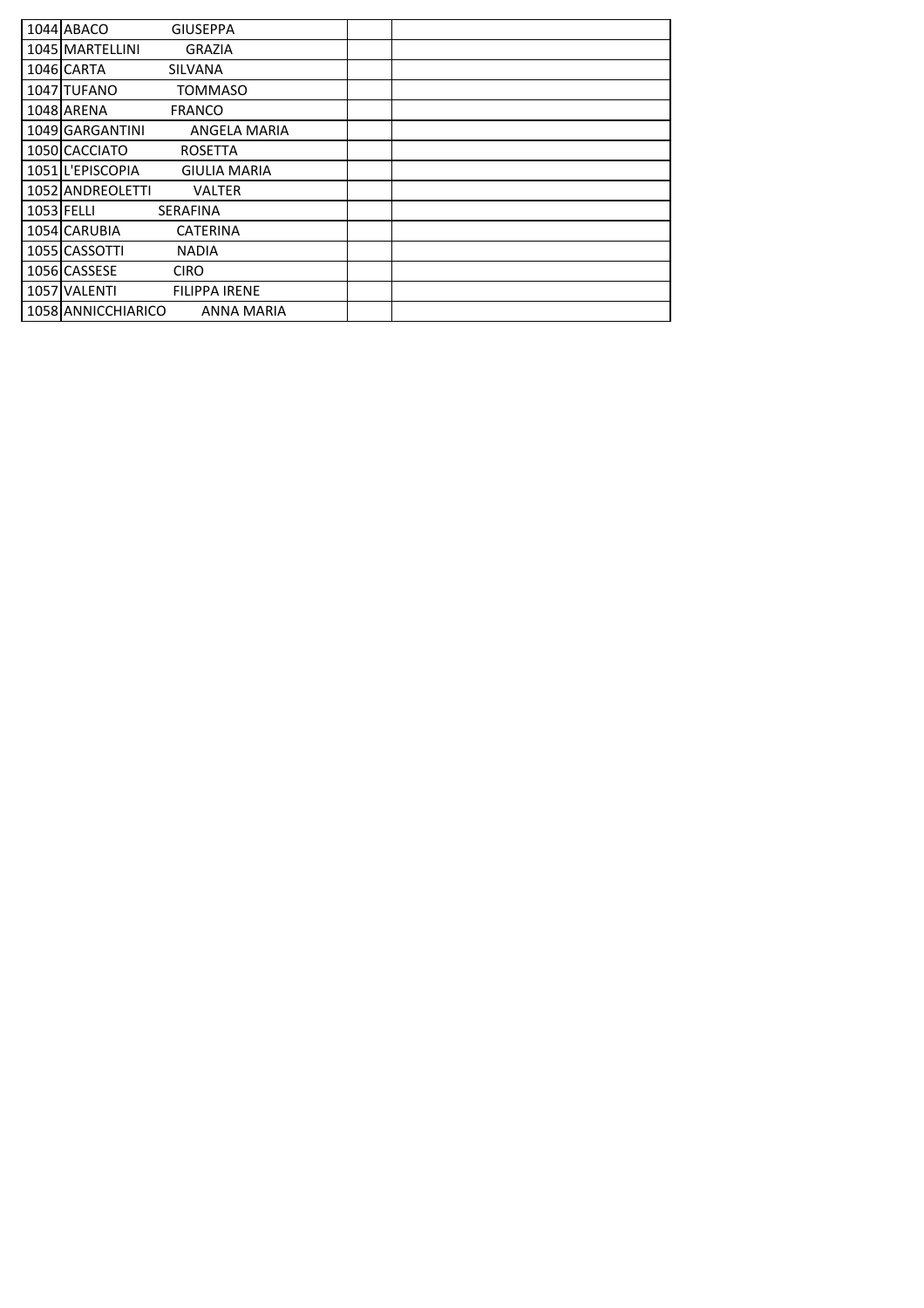| | | | | |
|---|---|---|---|---|
| 1044 | ABACO | GIUSEPPA | | |
| 1045 | MARTELLINI | GRAZIA | | |
| 1046 | CARTA | SILVANA | | |
| 1047 | TUFANO | TOMMASO | | |
| 1048 | ARENA | FRANCO | | |
| 1049 | GARGANTINI | ANGELA MARIA | | |
| 1050 | CACCIATO | ROSETTA | | |
| 1051 | L'EPISCOPIA | GIULIA MARIA | | |
| 1052 | ANDREOLETTI | VALTER | | |
| 1053 | FELLI | SERAFINA | | |
| 1054 | CARUBIA | CATERINA | | |
| 1055 | CASSOTTI | NADIA | | |
| 1056 | CASSESE | CIRO | | |
| 1057 | VALENTI | FILIPPA IRENE | | |
| 1058 | ANNICCHIARICO | ANNA MARIA | | |